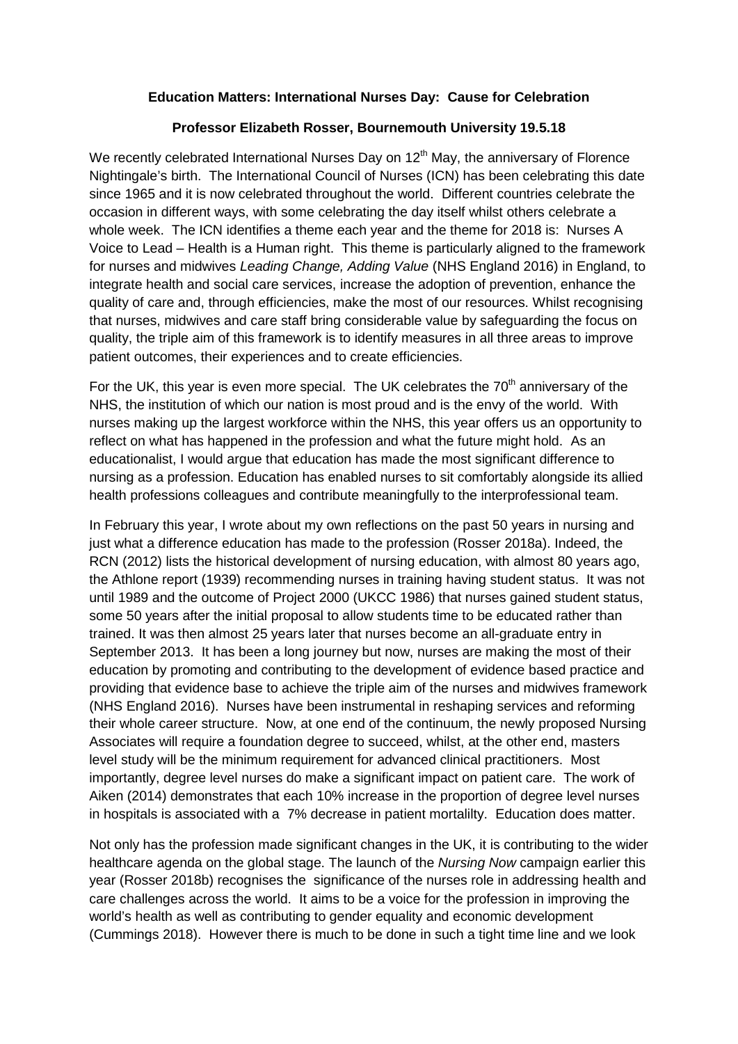**Education Matters: International Nurses Day: Cause for Celebration**

**Professor Elizabeth Rosser, Bournemouth University 19.5.18**

We recently celebrated International Nurses Day on 12th May, the anniversary of Florence Nightingale's birth. The International Council of Nurses (ICN) has been celebrating this date since 1965 and it is now celebrated throughout the world. Different countries celebrate the occasion in different ways, with some celebrating the day itself whilst others celebrate a whole week. The ICN identifies a theme each year and the theme for 2018 is: Nurses A Voice to Lead – Health is a Human right. This theme is particularly aligned to the framework for nurses and midwives *Leading Change, Adding Value* (NHS England 2016) in England, to integrate health and social care services, increase the adoption of prevention, enhance the quality of care and, through efficiencies, make the most of our resources. Whilst recognising that nurses, midwives and care staff bring considerable value by safeguarding the focus on quality, the triple aim of this framework is to identify measures in all three areas to improve patient outcomes, their experiences and to create efficiencies.

For the UK, this year is even more special. The UK celebrates the 70th anniversary of the NHS, the institution of which our nation is most proud and is the envy of the world. With nurses making up the largest workforce within the NHS, this year offers us an opportunity to reflect on what has happened in the profession and what the future might hold. As an educationalist, I would argue that education has made the most significant difference to nursing as a profession. Education has enabled nurses to sit comfortably alongside its allied health professions colleagues and contribute meaningfully to the interprofessional team.

In February this year, I wrote about my own reflections on the past 50 years in nursing and just what a difference education has made to the profession (Rosser 2018a). Indeed, the RCN (2012) lists the historical development of nursing education, with almost 80 years ago, the Athlone report (1939) recommending nurses in training having student status. It was not until 1989 and the outcome of Project 2000 (UKCC 1986) that nurses gained student status, some 50 years after the initial proposal to allow students time to be educated rather than trained. It was then almost 25 years later that nurses become an all-graduate entry in September 2013. It has been a long journey but now, nurses are making the most of their education by promoting and contributing to the development of evidence based practice and providing that evidence base to achieve the triple aim of the nurses and midwives framework (NHS England 2016). Nurses have been instrumental in reshaping services and reforming their whole career structure. Now, at one end of the continuum, the newly proposed Nursing Associates will require a foundation degree to succeed, whilst, at the other end, masters level study will be the minimum requirement for advanced clinical practitioners. Most importantly, degree level nurses do make a significant impact on patient care. The work of Aiken (2014) demonstrates that each 10% increase in the proportion of degree level nurses in hospitals is associated with a 7% decrease in patient mortalilty. Education does matter.

Not only has the profession made significant changes in the UK, it is contributing to the wider healthcare agenda on the global stage. The launch of the *Nursing Now* campaign earlier this year (Rosser 2018b) recognises the significance of the nurses role in addressing health and care challenges across the world. It aims to be a voice for the profession in improving the world's health as well as contributing to gender equality and economic development (Cummings 2018). However there is much to be done in such a tight time line and we look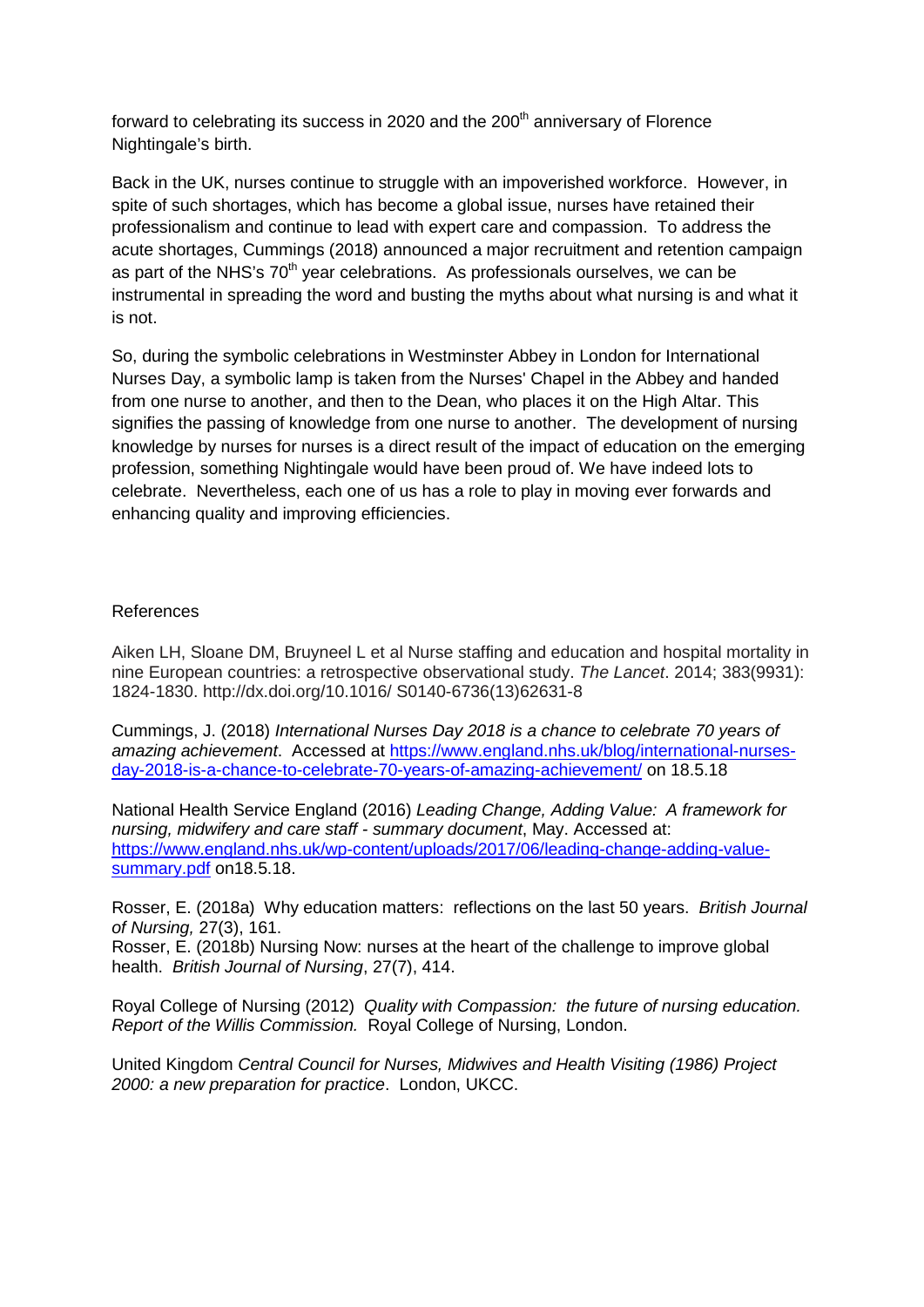forward to celebrating its success in 2020 and the 200th anniversary of Florence Nightingale's birth.

Back in the UK, nurses continue to struggle with an impoverished workforce. However, in spite of such shortages, which has become a global issue, nurses have retained their professionalism and continue to lead with expert care and compassion. To address the acute shortages, Cummings (2018) announced a major recruitment and retention campaign as part of the NHS's 70th year celebrations. As professionals ourselves, we can be instrumental in spreading the word and busting the myths about what nursing is and what it is not.

So, during the symbolic celebrations in Westminster Abbey in London for International Nurses Day, a symbolic lamp is taken from the Nurses' Chapel in the Abbey and handed from one nurse to another, and then to the Dean, who places it on the High Altar. This signifies the passing of knowledge from one nurse to another. The development of nursing knowledge by nurses for nurses is a direct result of the impact of education on the emerging profession, something Nightingale would have been proud of. We have indeed lots to celebrate. Nevertheless, each one of us has a role to play in moving ever forwards and enhancing quality and improving efficiencies.

References

Aiken LH, Sloane DM, Bruyneel L et al Nurse staffing and education and hospital mortality in nine European countries: a retrospective observational study. *The Lancet*. 2014; 383(9931): 1824-1830. http://dx.doi.org/10.1016/ S0140-6736(13)62631-8

Cummings, J. (2018) *International Nurses Day 2018 is a chance to celebrate 70 years of amazing achievement*. Accessed at https://www.england.nhs.uk/blog/international-nurses-day-2018-is-a-chance-to-celebrate-70-years-of-amazing-achievement/ on 18.5.18

National Health Service England (2016) *Leading Change, Adding Value: A framework for nursing, midwifery and care staff - summary document*, May. Accessed at: https://www.england.nhs.uk/wp-content/uploads/2017/06/leading-change-adding-value-summary.pdf on18.5.18.

Rosser, E. (2018a) Why education matters: reflections on the last 50 years. *British Journal of Nursing,* 27(3), 161.
Rosser, E. (2018b) Nursing Now: nurses at the heart of the challenge to improve global health. *British Journal of Nursing*, 27(7), 414.

Royal College of Nursing (2012) *Quality with Compassion: the future of nursing education. Report of the Willis Commission.* Royal College of Nursing, London.

United Kingdom *Central Council for Nurses, Midwives and Health Visiting (1986) Project 2000: a new preparation for practice*. London, UKCC.